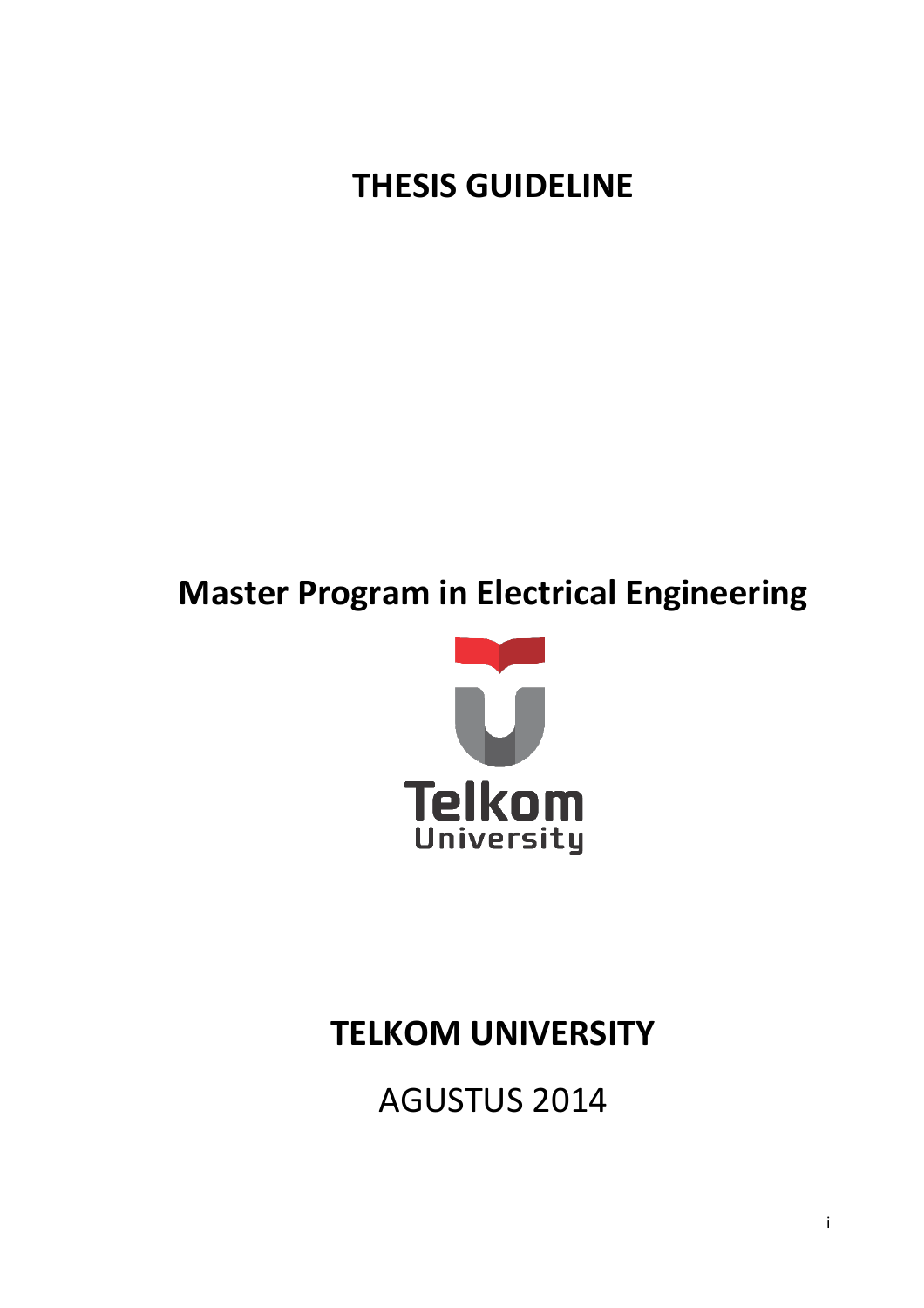# THESIS GUIDELINE

## Master Program in Electrical Engineering

Telkom University

## TELKOM UNIVERSITY

AGUSTUS 2014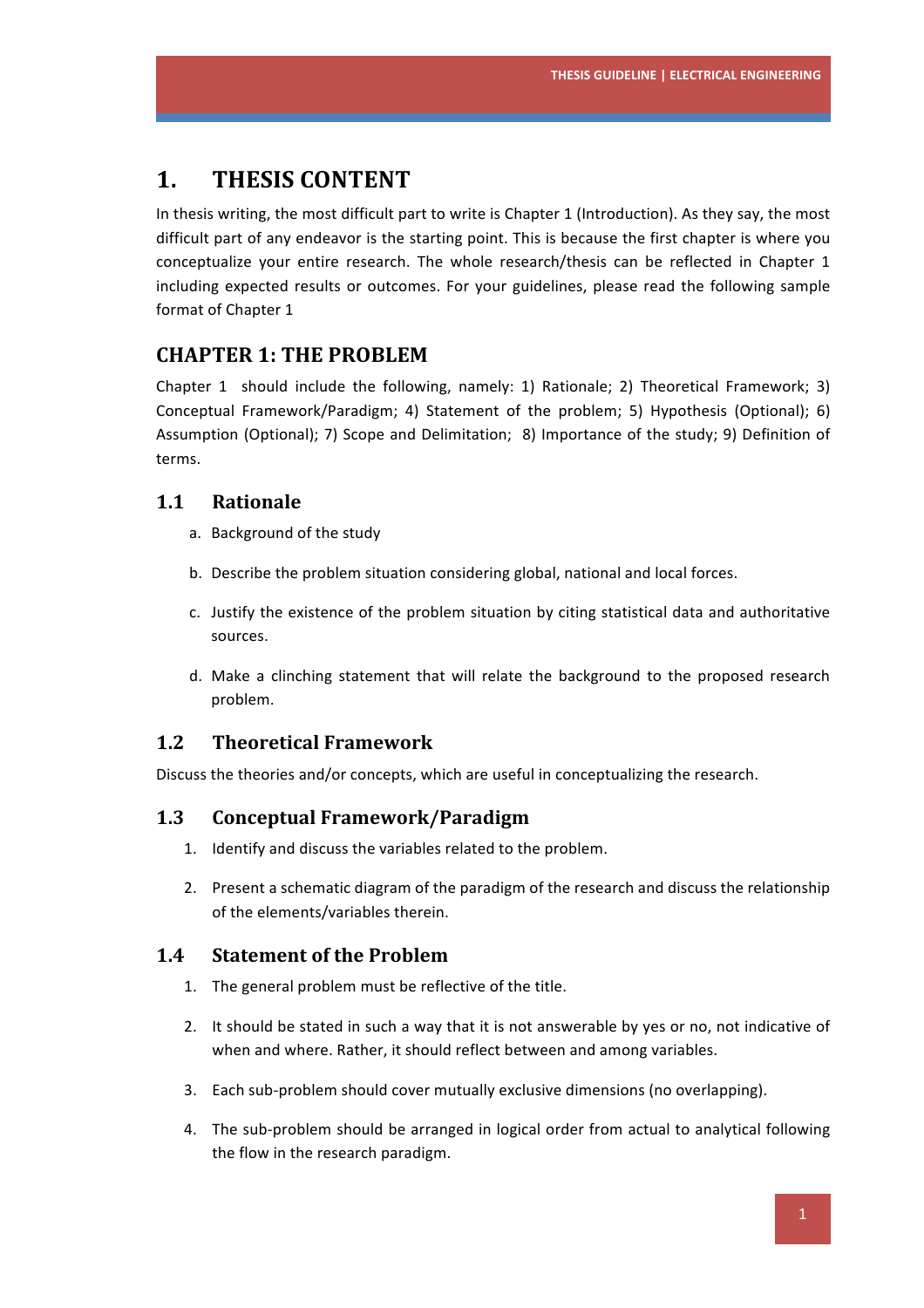# 1. THESIS CONTENT

In thesis writing, the most difficult part to write is Chapter 1 (Introduction). As they say, the most difficult part of any endeavor is the starting point. This is because the first chapter is where you conceptualize your entire research. The whole research/thesis can be reflected in Chapter 1 including expected results or outcomes. For your guidelines, please read the following sample format of Chapter 1

## CHAPTER 1: THE PROBLEM

Chapter 1 should include the following, namely: 1) Rationale; 2) Theoretical Framework; 3) Conceptual Framework/Paradigm; 4) Statement of the problem; 5) Hypothesis (Optional); 6) Assumption (Optional); 7) Scope and Delimitation; 8) Importance of the study; 9) Definition of terms.

### 1.1 Rationale

a. Background of the study

b. Describe the problem situation considering global, national and local forces.

c. Justify the existence of the problem situation by citing statistical data and authoritative sources.

d. Make a clinching statement that will relate the background to the proposed research problem.

### 1.2 Theoretical Framework

Discuss the theories and/or concepts, which are useful in conceptualizing the research.

### 1.3 Conceptual Framework/Paradigm

1. Identify and discuss the variables related to the problem.
2. Present a schematic diagram of the paradigm of the research and discuss the relationship of the elements/variables therein.

### 1.4 Statement of the Problem

1. The general problem must be reflective of the title.
2. It should be stated in such a way that it is not answerable by yes or no, not indicative of when and where. Rather, it should reflect between and among variables.
3. Each sub-problem should cover mutually exclusive dimensions (no overlapping).
4. The sub-problem should be arranged in logical order from actual to analytical following the flow in the research paradigm.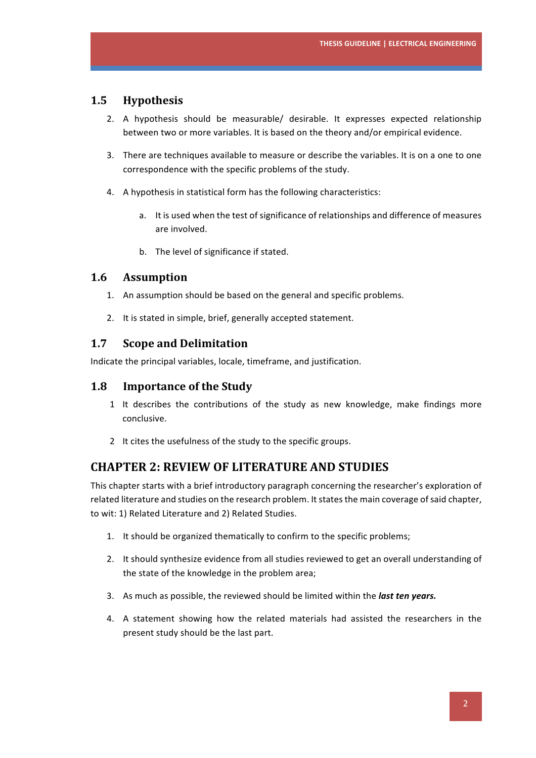## 1.5 Hypothesis

2. A hypothesis should be measurable/ desirable. It expresses expected relationship between two or more variables. It is based on the theory and/or empirical evidence.

3. There are techniques available to measure or describe the variables. It is on a one to one correspondence with the specific problems of the study.

4. A hypothesis in statistical form has the following characteristics:

    a. It is used when the test of significance of relationships and difference of measures are involved.

    b. The level of significance if stated.

## 1.6 Assumption

1. An assumption should be based on the general and specific problems.

2. It is stated in simple, brief, generally accepted statement.

## 1.7 Scope and Delimitation

Indicate the principal variables, locale, timeframe, and justification.

## 1.8 Importance of the Study

1 It describes the contributions of the study as new knowledge, make findings more conclusive.

2 It cites the usefulness of the study to the specific groups.

# CHAPTER 2: REVIEW OF LITERATURE AND STUDIES

This chapter starts with a brief introductory paragraph concerning the researcher's exploration of related literature and studies on the research problem. It states the main coverage of said chapter, to wit: 1) Related Literature and 2) Related Studies.

1. It should be organized thematically to confirm to the specific problems;

2. It should synthesize evidence from all studies reviewed to get an overall understanding of the state of the knowledge in the problem area;

3. As much as possible, the reviewed should be limited within the ***last ten years.***

4. A statement showing how the related materials had assisted the researchers in the present study should be the last part.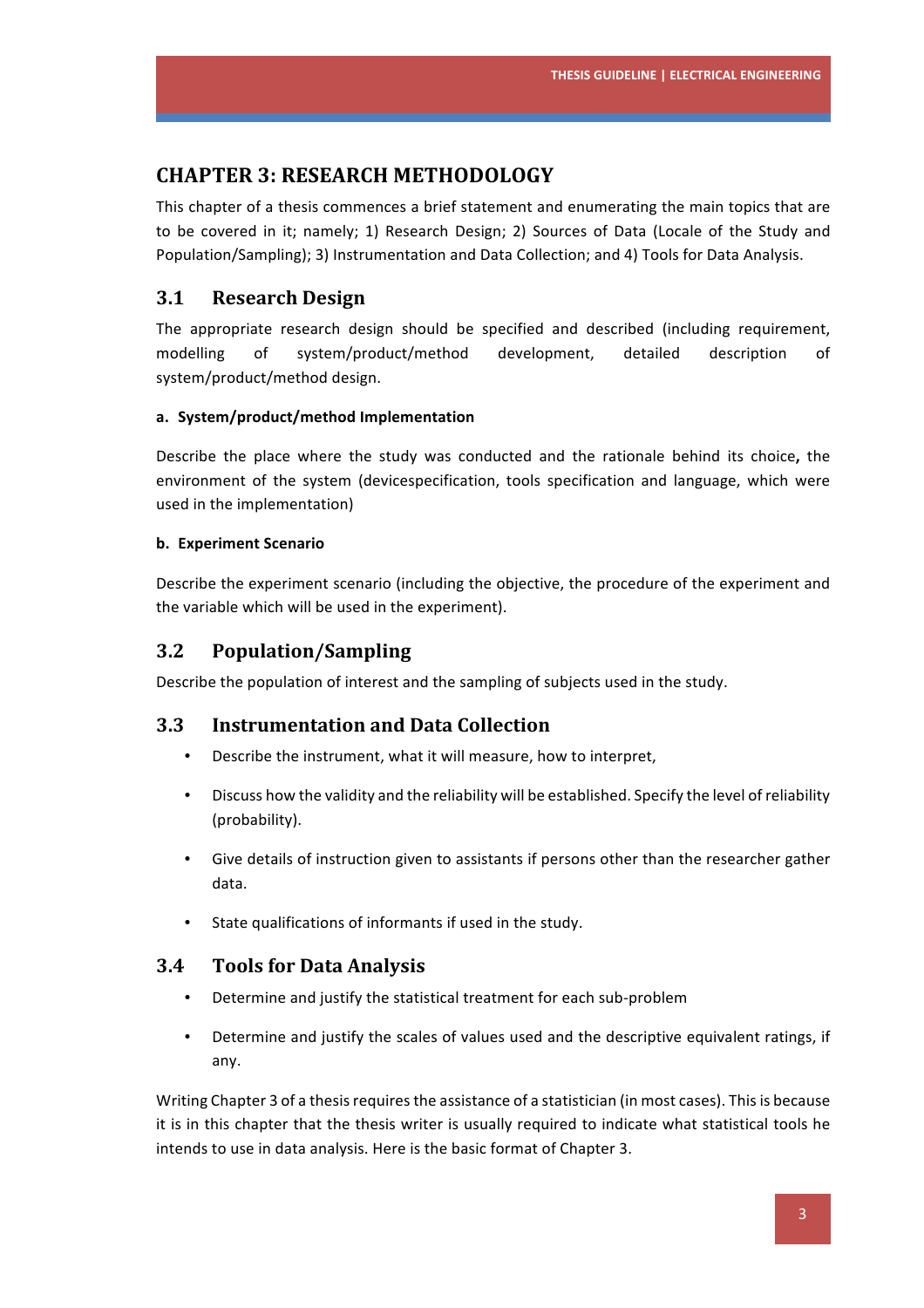# CHAPTER 3: RESEARCH METHODOLOGY

This chapter of a thesis commences a brief statement and enumerating the main topics that are to be covered in it; namely; 1) Research Design; 2) Sources of Data (Locale of the Study and Population/Sampling); 3) Instrumentation and Data Collection; and 4) Tools for Data Analysis.

## 3.1 Research Design

The appropriate research design should be specified and described (including requirement, modelling of system/product/method development, detailed description of system/product/method design.

#### a. System/product/method Implementation

Describe the place where the study was conducted and the rationale behind its choice**,** the environment of the system (devicespecification, tools specification and language, which were used in the implementation)

#### b. Experiment Scenario

Describe the experiment scenario (including the objective, the procedure of the experiment and the variable which will be used in the experiment).

## 3.2 Population/Sampling

Describe the population of interest and the sampling of subjects used in the study.

## 3.3 Instrumentation and Data Collection

- Describe the instrument, what it will measure, how to interpret,
- Discuss how the validity and the reliability will be established. Specify the level of reliability (probability).
- Give details of instruction given to assistants if persons other than the researcher gather data.
- State qualifications of informants if used in the study.

## 3.4 Tools for Data Analysis

- Determine and justify the statistical treatment for each sub-problem
- Determine and justify the scales of values used and the descriptive equivalent ratings, if any.

Writing Chapter 3 of a thesis requires the assistance of a statistician (in most cases). This is because it is in this chapter that the thesis writer is usually required to indicate what statistical tools he intends to use in data analysis. Here is the basic format of Chapter 3.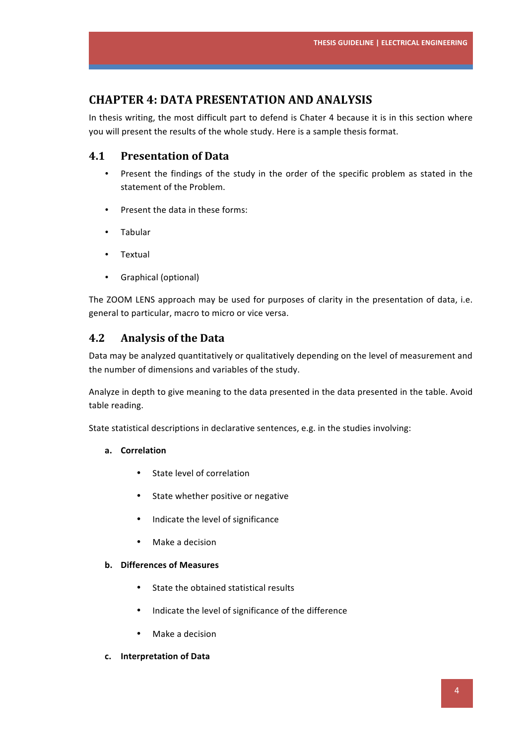# CHAPTER 4: DATA PRESENTATION AND ANALYSIS

In thesis writing, the most difficult part to defend is Chater 4 because it is in this section where you will present the results of the whole study. Here is a sample thesis format.

## 4.1 Presentation of Data

- Present the findings of the study in the order of the specific problem as stated in the statement of the Problem.
- Present the data in these forms:
- Tabular
- Textual
- Graphical (optional)

The ZOOM LENS approach may be used for purposes of clarity in the presentation of data, i.e. general to particular, macro to micro or vice versa.

## 4.2 Analysis of the Data

Data may be analyzed quantitatively or qualitatively depending on the level of measurement and the number of dimensions and variables of the study.

Analyze in depth to give meaning to the data presented in the data presented in the table. Avoid table reading.

State statistical descriptions in declarative sentences, e.g. in the studies involving:

**a. Correlation**

- State level of correlation
- State whether positive or negative
- Indicate the level of significance
- Make a decision

**b. Differences of Measures**

- State the obtained statistical results
- Indicate the level of significance of the difference
- Make a decision

**c. Interpretation of Data**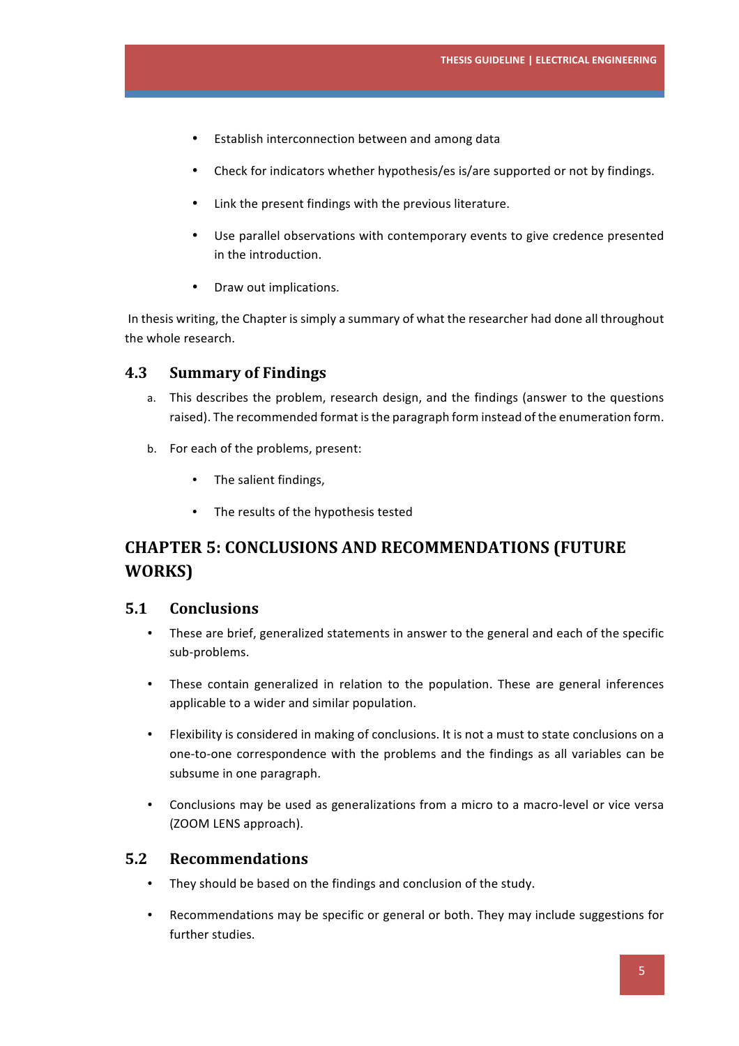- Establish interconnection between and among data
- Check for indicators whether hypothesis/es is/are supported or not by findings.
- Link the present findings with the previous literature.
- Use parallel observations with contemporary events to give credence presented in the introduction.
- Draw out implications.

In thesis writing, the Chapter is simply a summary of what the researcher had done all throughout the whole research.

### 4.3 Summary of Findings

a. This describes the problem, research design, and the findings (answer to the questions raised). The recommended format is the paragraph form instead of the enumeration form.

b. For each of the problems, present:

   - The salient findings,
   - The results of the hypothesis tested

## CHAPTER 5: CONCLUSIONS AND RECOMMENDATIONS (FUTURE WORKS)

### 5.1 Conclusions

- These are brief, generalized statements in answer to the general and each of the specific sub-problems.
- These contain generalized in relation to the population. These are general inferences applicable to a wider and similar population.
- Flexibility is considered in making of conclusions. It is not a must to state conclusions on a one-to-one correspondence with the problems and the findings as all variables can be subsume in one paragraph.
- Conclusions may be used as generalizations from a micro to a macro-level or vice versa (ZOOM LENS approach).

### 5.2 Recommendations

- They should be based on the findings and conclusion of the study.
- Recommendations may be specific or general or both. They may include suggestions for further studies.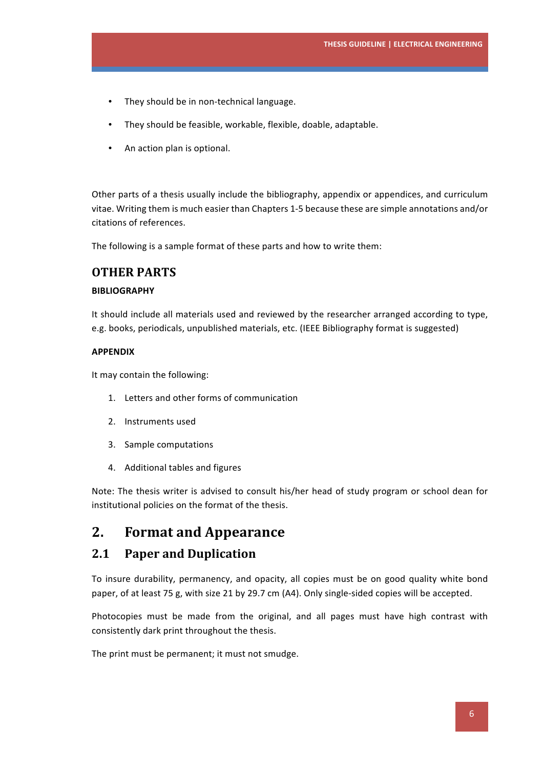- They should be in non-technical language.
- They should be feasible, workable, flexible, doable, adaptable.
- An action plan is optional.

Other parts of a thesis usually include the bibliography, appendix or appendices, and curriculum vitae. Writing them is much easier than Chapters 1-5 because these are simple annotations and/or citations of references.

The following is a sample format of these parts and how to write them:

## OTHER PARTS

**BIBLIOGRAPHY**

It should include all materials used and reviewed by the researcher arranged according to type, e.g. books, periodicals, unpublished materials, etc. (IEEE Bibliography format is suggested)

**APPENDIX**

It may contain the following:

1. Letters and other forms of communication
2. Instruments used
3. Sample computations
4. Additional tables and figures

Note: The thesis writer is advised to consult his/her head of study program or school dean for institutional policies on the format of the thesis.

# 2. Format and Appearance

## 2.1 Paper and Duplication

To insure durability, permanency, and opacity, all copies must be on good quality white bond paper, of at least 75 g, with size 21 by 29.7 cm (A4). Only single-sided copies will be accepted.

Photocopies must be made from the original, and all pages must have high contrast with consistently dark print throughout the thesis.

The print must be permanent; it must not smudge.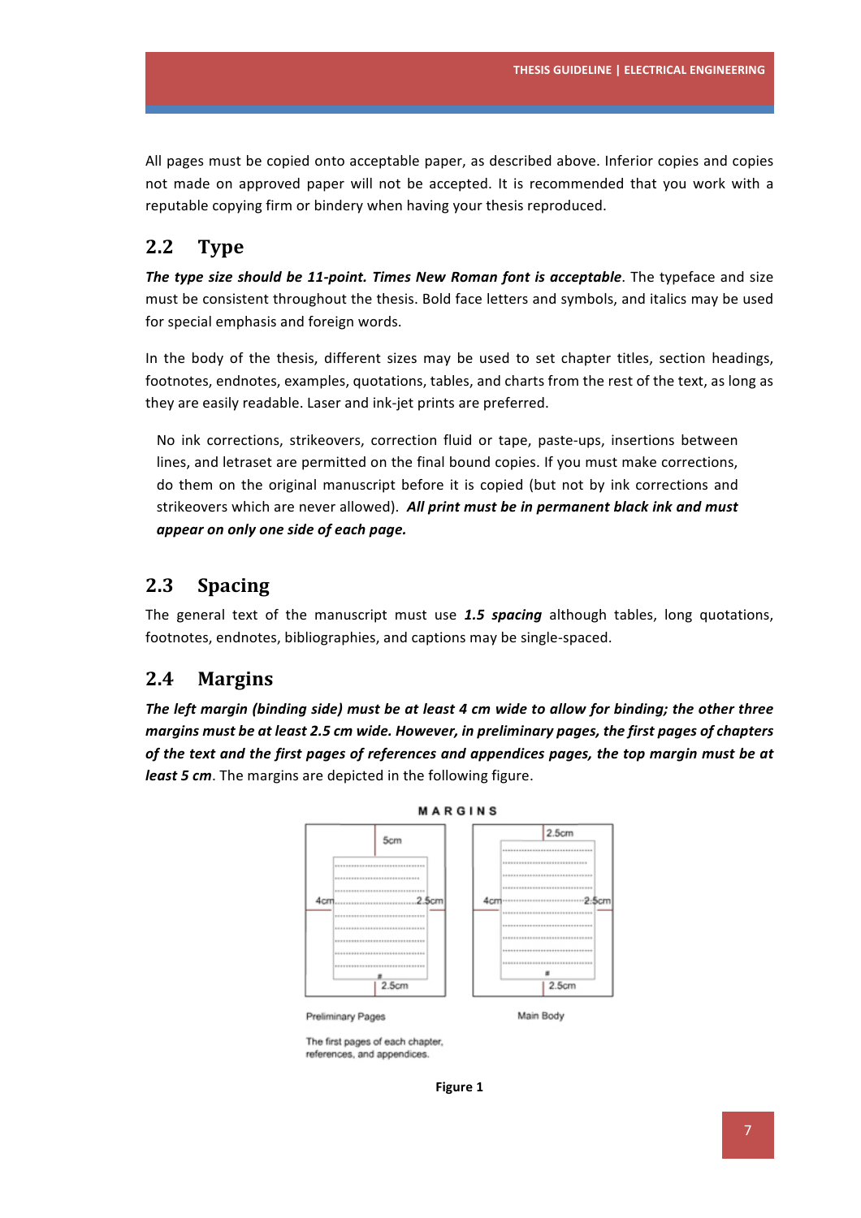All pages must be copied onto acceptable paper, as described above. Inferior copies and copies not made on approved paper will not be accepted. It is recommended that you work with a reputable copying firm or bindery when having your thesis reproduced.

## 2.2 Type

***The type size should be 11-point. Times New Roman font is acceptable***. The typeface and size must be consistent throughout the thesis. Bold face letters and symbols, and italics may be used for special emphasis and foreign words.

In the body of the thesis, different sizes may be used to set chapter titles, section headings, footnotes, endnotes, examples, quotations, tables, and charts from the rest of the text, as long as they are easily readable. Laser and ink-jet prints are preferred.

> No ink corrections, strikeovers, correction fluid or tape, paste-ups, insertions between lines, and letraset are permitted on the final bound copies. If you must make corrections, do them on the original manuscript before it is copied (but not by ink corrections and strikeovers which are never allowed). ***All print must be in permanent black ink and must appear on only one side of each page.***

## 2.3 Spacing

The general text of the manuscript must use ***1.5 spacing*** although tables, long quotations, footnotes, endnotes, bibliographies, and captions may be single-spaced.

## 2.4 Margins

***The left margin (binding side) must be at least 4 cm wide to allow for binding; the other three margins must be at least 2.5 cm wide. However, in preliminary pages, the first pages of chapters of the text and the first pages of references and appendices pages, the top margin must be at least 5 cm***. The margins are depicted in the following figure.

MARGINS

Preliminary Pages: 5cm (top), 4cm (left), 2.5cm (right), 2.5cm (bottom)

The first pages of each chapter, references, and appendices.

Main Body: 2.5cm (top), 4cm (left), 2.5cm (right), 2.5cm (bottom)

**Figure 1**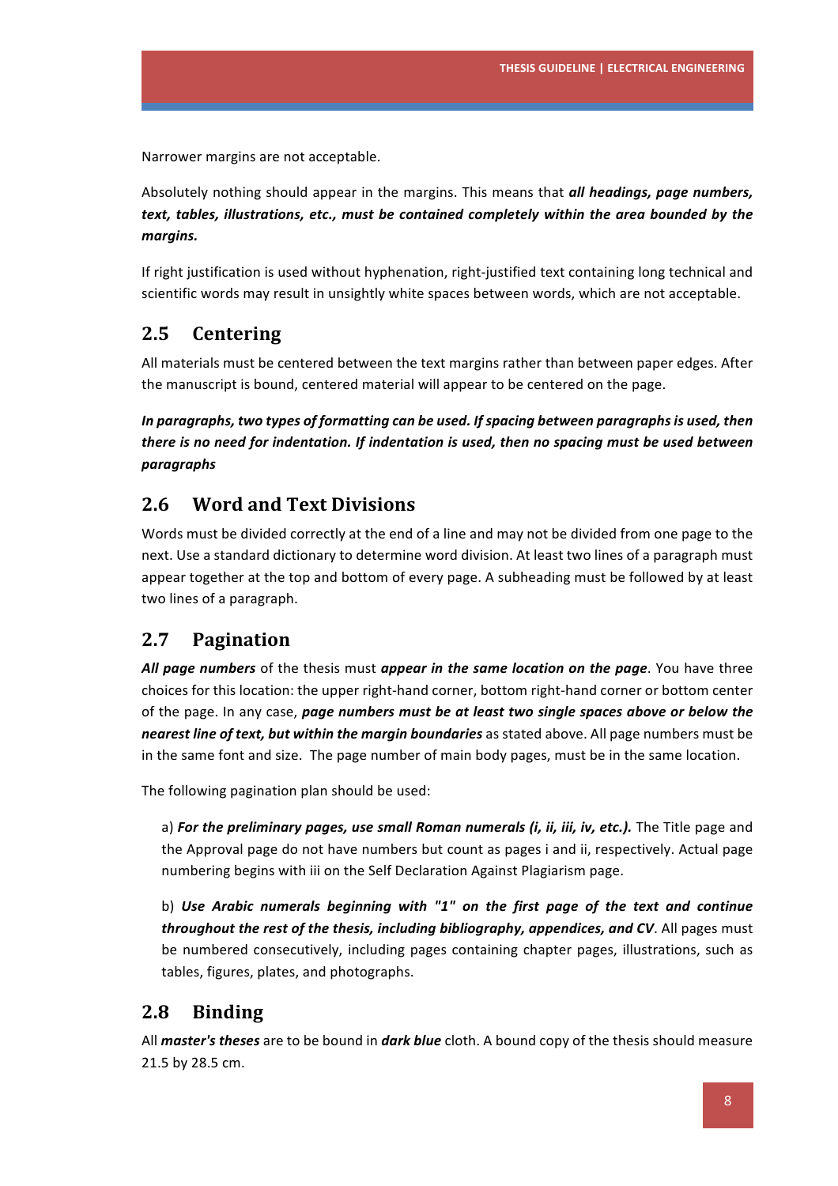Narrower margins are not acceptable.

Absolutely nothing should appear in the margins. This means that ***all headings, page numbers, text, tables, illustrations, etc., must be contained completely within the area bounded by the margins.***

If right justification is used without hyphenation, right-justified text containing long technical and scientific words may result in unsightly white spaces between words, which are not acceptable.

## 2.5 Centering

All materials must be centered between the text margins rather than between paper edges. After the manuscript is bound, centered material will appear to be centered on the page.

***In paragraphs, two types of formatting can be used. If spacing between paragraphs is used, then there is no need for indentation. If indentation is used, then no spacing must be used between paragraphs***

## 2.6 Word and Text Divisions

Words must be divided correctly at the end of a line and may not be divided from one page to the next. Use a standard dictionary to determine word division. At least two lines of a paragraph must appear together at the top and bottom of every page. A subheading must be followed by at least two lines of a paragraph.

## 2.7 Pagination

***All page numbers*** of the thesis must ***appear in the same location on the page***. You have three choices for this location: the upper right-hand corner, bottom right-hand corner or bottom center of the page. In any case, ***page numbers must be at least two single spaces above or below the nearest line of text, but within the margin boundaries*** as stated above. All page numbers must be in the same font and size. The page number of main body pages, must be in the same location.

The following pagination plan should be used:

a) ***For the preliminary pages, use small Roman numerals (i, ii, iii, iv, etc.).*** The Title page and the Approval page do not have numbers but count as pages i and ii, respectively. Actual page numbering begins with iii on the Self Declaration Against Plagiarism page.

b) ***Use Arabic numerals beginning with "1" on the first page of the text and continue throughout the rest of the thesis, including bibliography, appendices, and CV***. All pages must be numbered consecutively, including pages containing chapter pages, illustrations, such as tables, figures, plates, and photographs.

## 2.8 Binding

All ***master's theses*** are to be bound in ***dark blue*** cloth. A bound copy of the thesis should measure 21.5 by 28.5 cm.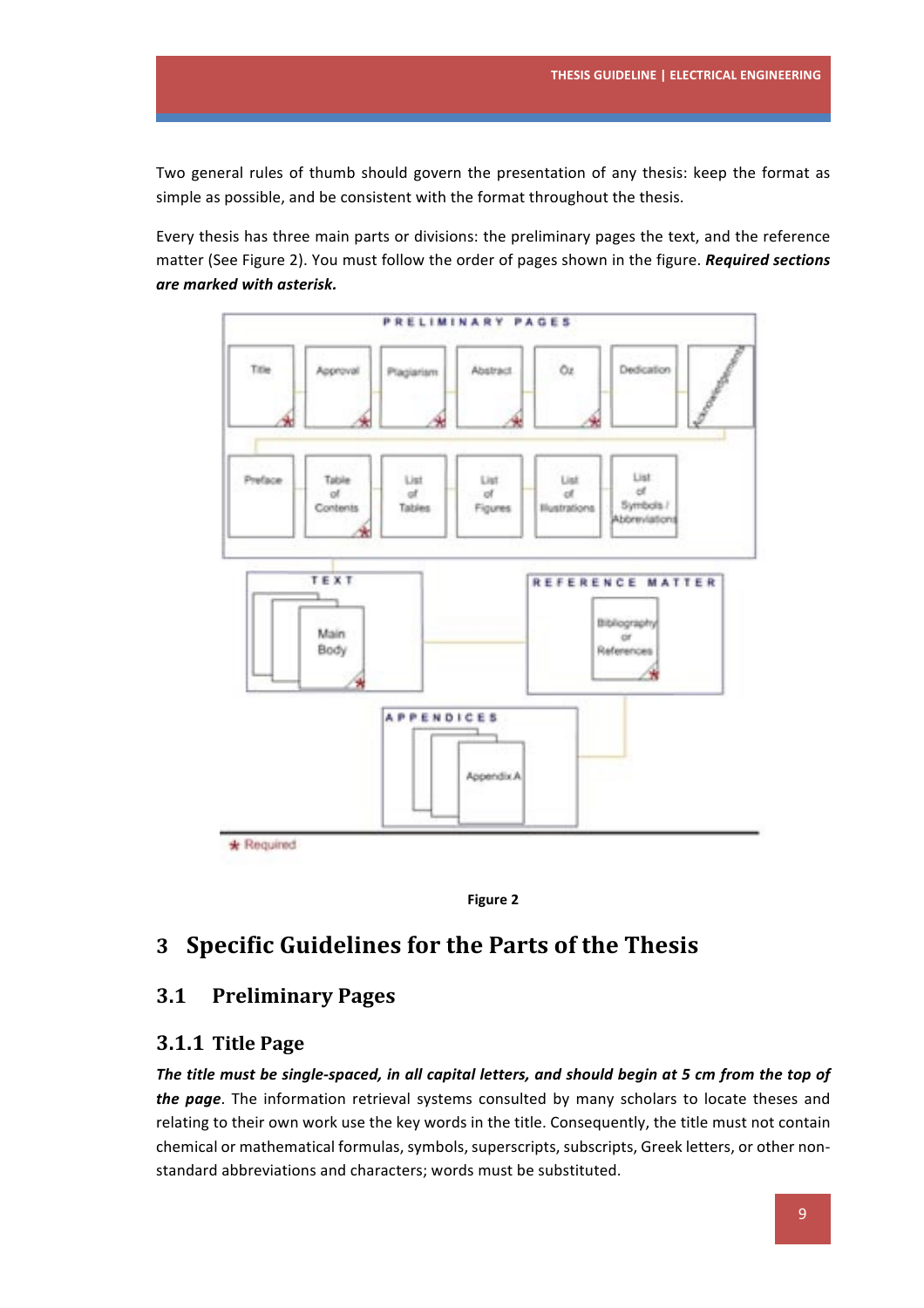Two general rules of thumb should govern the presentation of any thesis: keep the format as simple as possible, and be consistent with the format throughout the thesis.

Every thesis has three main parts or divisions: the preliminary pages the text, and the reference matter (See Figure 2). You must follow the order of pages shown in the figure. ***Required sections are marked with asterisk.***

**Figure 2**

# 3 Specific Guidelines for the Parts of the Thesis

## 3.1 Preliminary Pages

### 3.1.1 Title Page

***The title must be single-spaced, in all capital letters, and should begin at 5 cm from the top of the page***. The information retrieval systems consulted by many scholars to locate theses and relating to their own work use the key words in the title. Consequently, the title must not contain chemical or mathematical formulas, symbols, superscripts, subscripts, Greek letters, or other non-standard abbreviations and characters; words must be substituted.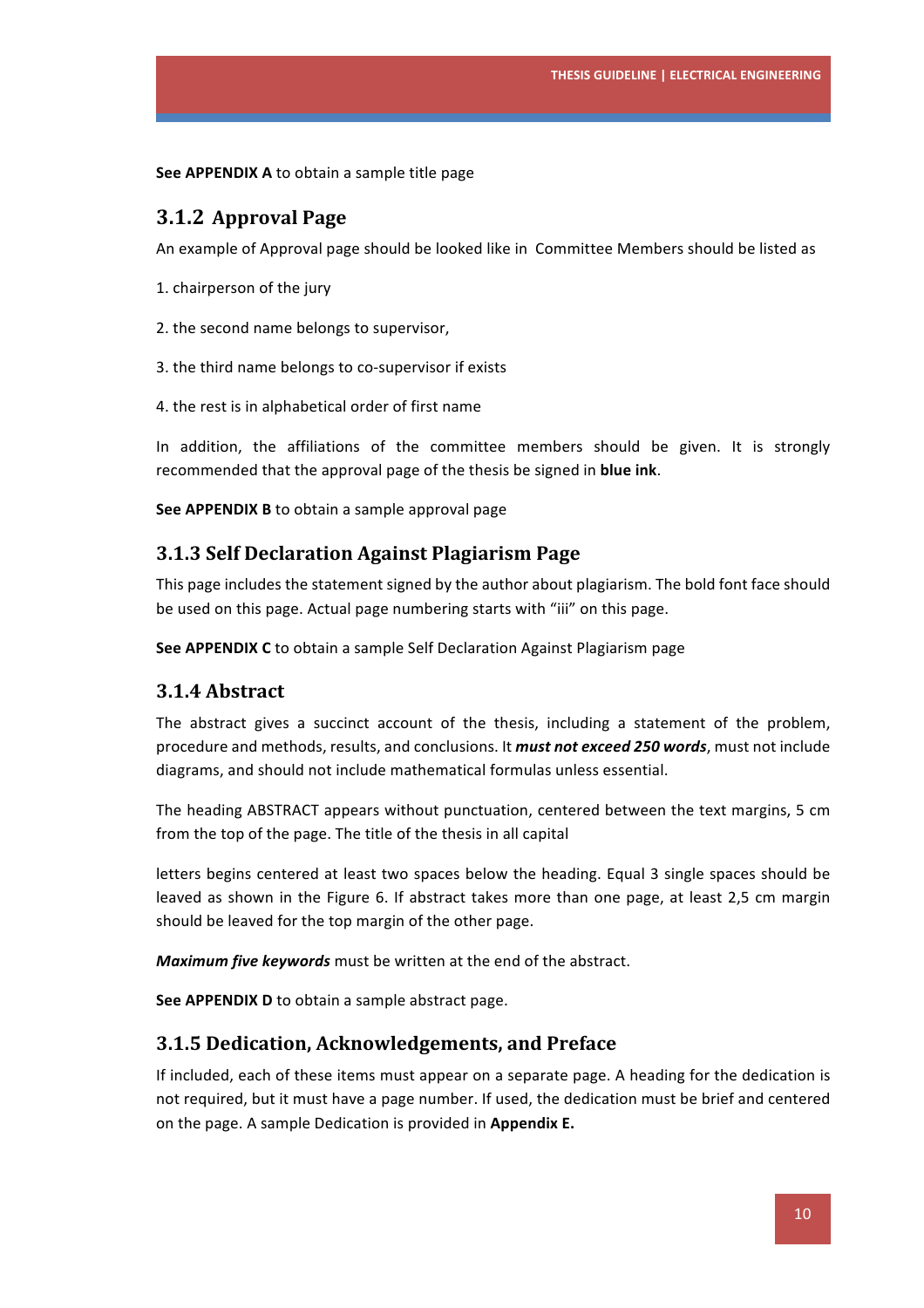**See APPENDIX A** to obtain a sample title page

### 3.1.2 Approval Page

An example of Approval page should be looked like in Committee Members should be listed as

1. chairperson of the jury

2. the second name belongs to supervisor,

3. the third name belongs to co-supervisor if exists

4. the rest is in alphabetical order of first name

In addition, the affiliations of the committee members should be given. It is strongly recommended that the approval page of the thesis be signed in **blue ink**.

**See APPENDIX B** to obtain a sample approval page

### 3.1.3 Self Declaration Against Plagiarism Page

This page includes the statement signed by the author about plagiarism. The bold font face should be used on this page. Actual page numbering starts with "iii" on this page.

**See APPENDIX C** to obtain a sample Self Declaration Against Plagiarism page

### 3.1.4 Abstract

The abstract gives a succinct account of the thesis, including a statement of the problem, procedure and methods, results, and conclusions. It ***must not exceed 250 words***, must not include diagrams, and should not include mathematical formulas unless essential.

The heading ABSTRACT appears without punctuation, centered between the text margins, 5 cm from the top of the page. The title of the thesis in all capital

letters begins centered at least two spaces below the heading. Equal 3 single spaces should be leaved as shown in the Figure 6. If abstract takes more than one page, at least 2,5 cm margin should be leaved for the top margin of the other page.

***Maximum five keywords*** must be written at the end of the abstract.

**See APPENDIX D** to obtain a sample abstract page.

### 3.1.5 Dedication, Acknowledgements, and Preface

If included, each of these items must appear on a separate page. A heading for the dedication is not required, but it must have a page number. If used, the dedication must be brief and centered on the page. A sample Dedication is provided in **Appendix E.**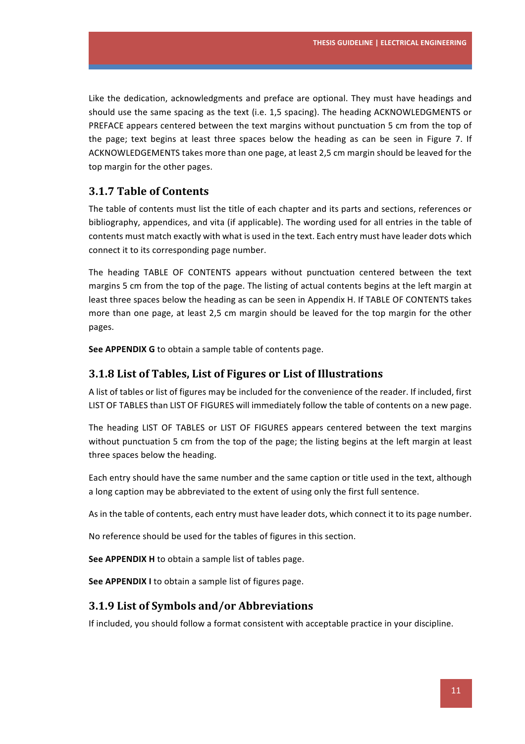Like the dedication, acknowledgments and preface are optional. They must have headings and should use the same spacing as the text (i.e. 1,5 spacing). The heading ACKNOWLEDGMENTS or PREFACE appears centered between the text margins without punctuation 5 cm from the top of the page; text begins at least three spaces below the heading as can be seen in Figure 7. If ACKNOWLEDGEMENTS takes more than one page, at least 2,5 cm margin should be leaved for the top margin for the other pages.

### 3.1.7 Table of Contents

The table of contents must list the title of each chapter and its parts and sections, references or bibliography, appendices, and vita (if applicable). The wording used for all entries in the table of contents must match exactly with what is used in the text. Each entry must have leader dots which connect it to its corresponding page number.

The heading TABLE OF CONTENTS appears without punctuation centered between the text margins 5 cm from the top of the page. The listing of actual contents begins at the left margin at least three spaces below the heading as can be seen in Appendix H. If TABLE OF CONTENTS takes more than one page, at least 2,5 cm margin should be leaved for the top margin for the other pages.

**See APPENDIX G** to obtain a sample table of contents page.

### 3.1.8 List of Tables, List of Figures or List of Illustrations

A list of tables or list of figures may be included for the convenience of the reader. If included, first LIST OF TABLES than LIST OF FIGURES will immediately follow the table of contents on a new page.

The heading LIST OF TABLES or LIST OF FIGURES appears centered between the text margins without punctuation 5 cm from the top of the page; the listing begins at the left margin at least three spaces below the heading.

Each entry should have the same number and the same caption or title used in the text, although a long caption may be abbreviated to the extent of using only the first full sentence.

As in the table of contents, each entry must have leader dots, which connect it to its page number.

No reference should be used for the tables of figures in this section.

**See APPENDIX H** to obtain a sample list of tables page.

**See APPENDIX I** to obtain a sample list of figures page.

### 3.1.9 List of Symbols and/or Abbreviations

If included, you should follow a format consistent with acceptable practice in your discipline.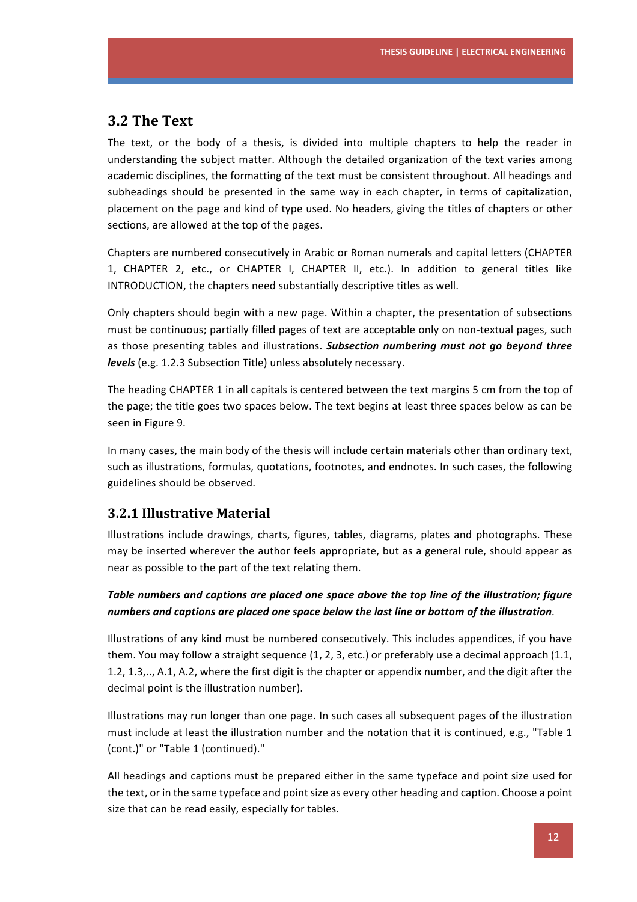## 3.2 The Text

The text, or the body of a thesis, is divided into multiple chapters to help the reader in understanding the subject matter. Although the detailed organization of the text varies among academic disciplines, the formatting of the text must be consistent throughout. All headings and subheadings should be presented in the same way in each chapter, in terms of capitalization, placement on the page and kind of type used. No headers, giving the titles of chapters or other sections, are allowed at the top of the pages.

Chapters are numbered consecutively in Arabic or Roman numerals and capital letters (CHAPTER 1, CHAPTER 2, etc., or CHAPTER I, CHAPTER II, etc.). In addition to general titles like INTRODUCTION, the chapters need substantially descriptive titles as well.

Only chapters should begin with a new page. Within a chapter, the presentation of subsections must be continuous; partially filled pages of text are acceptable only on non-textual pages, such as those presenting tables and illustrations. ***Subsection numbering must not go beyond three levels*** (e.g. 1.2.3 Subsection Title) unless absolutely necessary.

The heading CHAPTER 1 in all capitals is centered between the text margins 5 cm from the top of the page; the title goes two spaces below. The text begins at least three spaces below as can be seen in Figure 9.

In many cases, the main body of the thesis will include certain materials other than ordinary text, such as illustrations, formulas, quotations, footnotes, and endnotes. In such cases, the following guidelines should be observed.

### 3.2.1 Illustrative Material

Illustrations include drawings, charts, figures, tables, diagrams, plates and photographs. These may be inserted wherever the author feels appropriate, but as a general rule, should appear as near as possible to the part of the text relating them.

***Table numbers and captions are placed one space above the top line of the illustration; figure numbers and captions are placed one space below the last line or bottom of the illustration****.*

Illustrations of any kind must be numbered consecutively. This includes appendices, if you have them. You may follow a straight sequence (1, 2, 3, etc.) or preferably use a decimal approach (1.1, 1.2, 1.3,.., A.1, A.2, where the first digit is the chapter or appendix number, and the digit after the decimal point is the illustration number).

Illustrations may run longer than one page. In such cases all subsequent pages of the illustration must include at least the illustration number and the notation that it is continued, e.g., "Table 1 (cont.)" or "Table 1 (continued)."

All headings and captions must be prepared either in the same typeface and point size used for the text, or in the same typeface and point size as every other heading and caption. Choose a point size that can be read easily, especially for tables.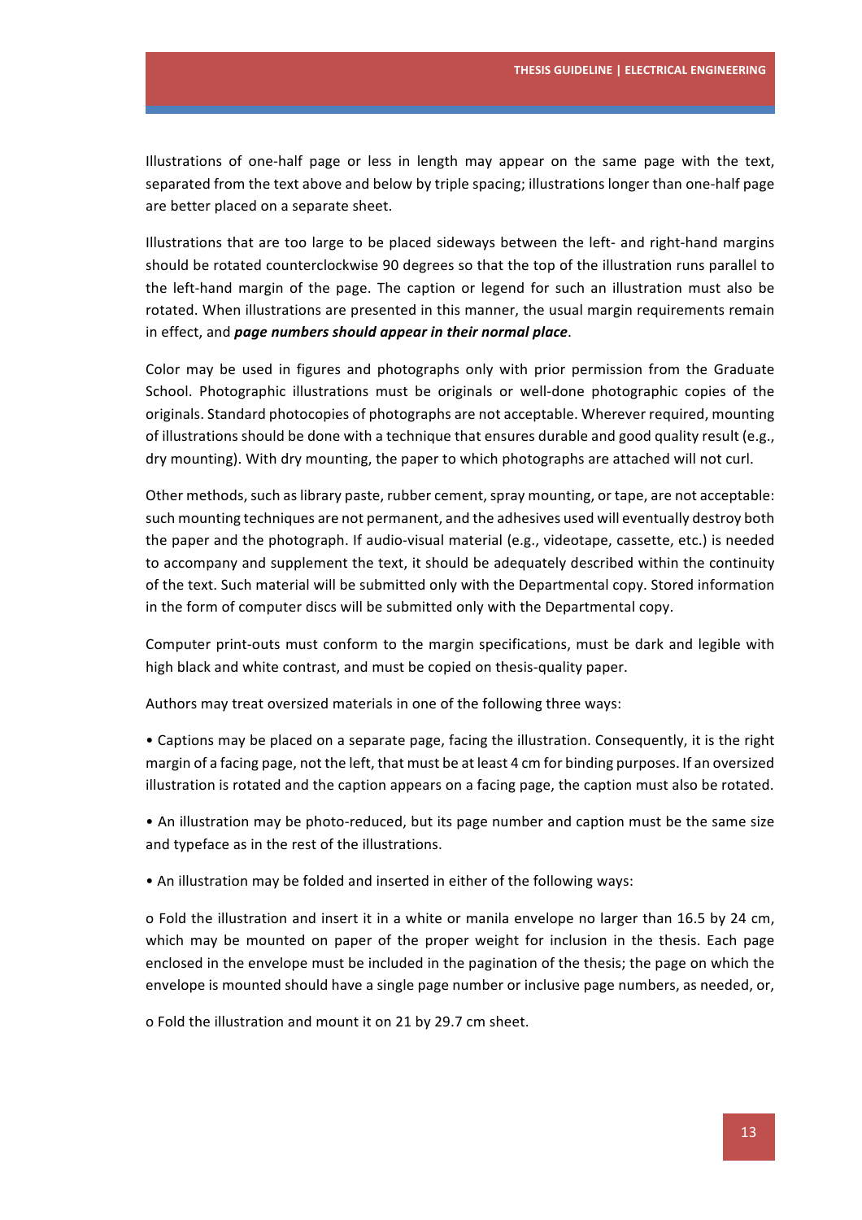Illustrations of one-half page or less in length may appear on the same page with the text, separated from the text above and below by triple spacing; illustrations longer than one-half page are better placed on a separate sheet.

Illustrations that are too large to be placed sideways between the left- and right-hand margins should be rotated counterclockwise 90 degrees so that the top of the illustration runs parallel to the left-hand margin of the page. The caption or legend for such an illustration must also be rotated. When illustrations are presented in this manner, the usual margin requirements remain in effect, and ***page numbers should appear in their normal place***.

Color may be used in figures and photographs only with prior permission from the Graduate School. Photographic illustrations must be originals or well-done photographic copies of the originals. Standard photocopies of photographs are not acceptable. Wherever required, mounting of illustrations should be done with a technique that ensures durable and good quality result (e.g., dry mounting). With dry mounting, the paper to which photographs are attached will not curl.

Other methods, such as library paste, rubber cement, spray mounting, or tape, are not acceptable: such mounting techniques are not permanent, and the adhesives used will eventually destroy both the paper and the photograph. If audio-visual material (e.g., videotape, cassette, etc.) is needed to accompany and supplement the text, it should be adequately described within the continuity of the text. Such material will be submitted only with the Departmental copy. Stored information in the form of computer discs will be submitted only with the Departmental copy.

Computer print-outs must conform to the margin specifications, must be dark and legible with high black and white contrast, and must be copied on thesis-quality paper.

Authors may treat oversized materials in one of the following three ways:

- Captions may be placed on a separate page, facing the illustration. Consequently, it is the right margin of a facing page, not the left, that must be at least 4 cm for binding purposes. If an oversized illustration is rotated and the caption appears on a facing page, the caption must also be rotated.

- An illustration may be photo-reduced, but its page number and caption must be the same size and typeface as in the rest of the illustrations.

- An illustration may be folded and inserted in either of the following ways:

  - Fold the illustration and insert it in a white or manila envelope no larger than 16.5 by 24 cm, which may be mounted on paper of the proper weight for inclusion in the thesis. Each page enclosed in the envelope must be included in the pagination of the thesis; the page on which the envelope is mounted should have a single page number or inclusive page numbers, as needed, or,

  - Fold the illustration and mount it on 21 by 29.7 cm sheet.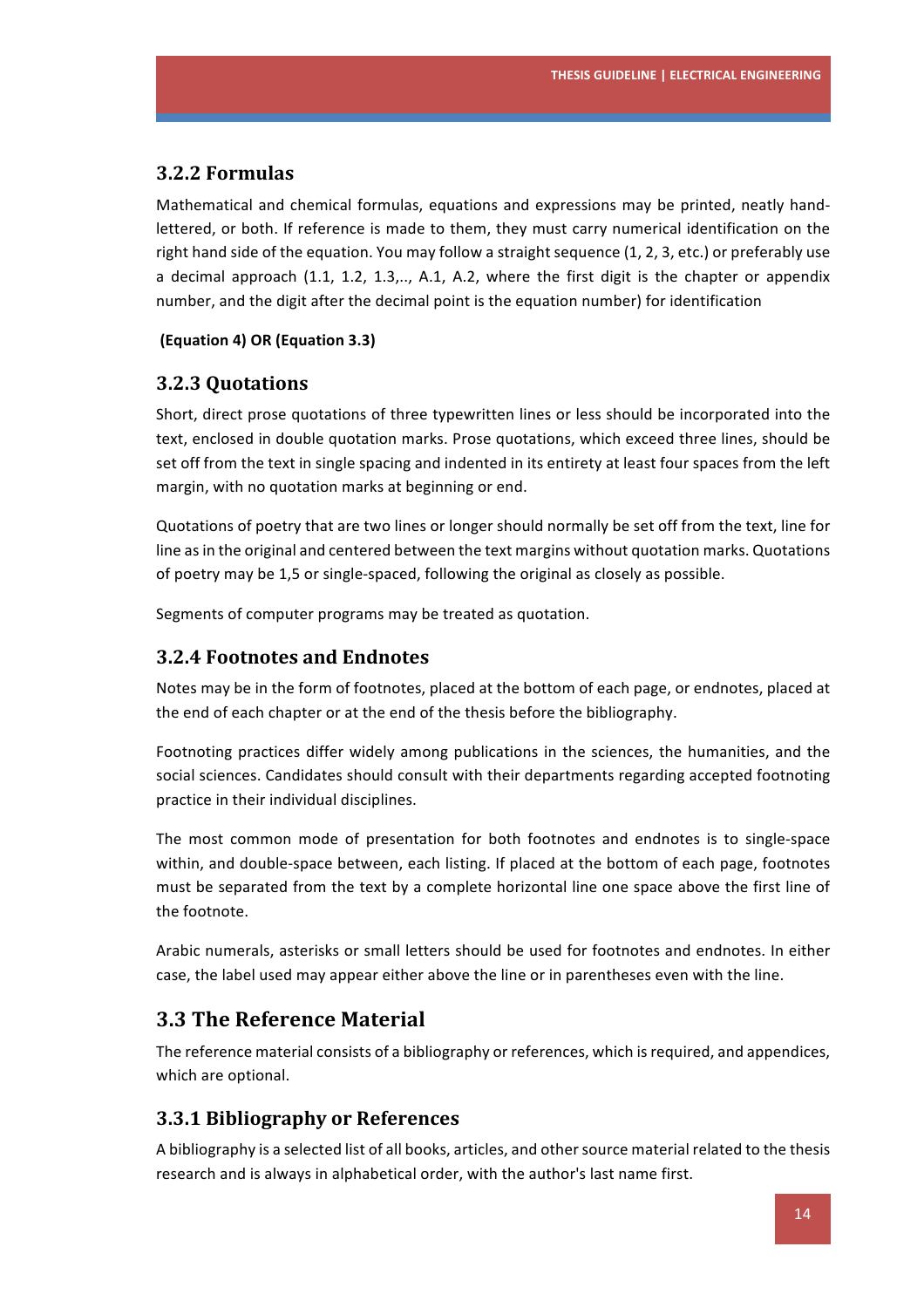### 3.2.2 Formulas

Mathematical and chemical formulas, equations and expressions may be printed, neatly hand-lettered, or both. If reference is made to them, they must carry numerical identification on the right hand side of the equation. You may follow a straight sequence (1, 2, 3, etc.) or preferably use a decimal approach (1.1, 1.2, 1.3,.., A.1, A.2, where the first digit is the chapter or appendix number, and the digit after the decimal point is the equation number) for identification

**(Equation 4) OR (Equation 3.3)**

### 3.2.3 Quotations

Short, direct prose quotations of three typewritten lines or less should be incorporated into the text, enclosed in double quotation marks. Prose quotations, which exceed three lines, should be set off from the text in single spacing and indented in its entirety at least four spaces from the left margin, with no quotation marks at beginning or end.

Quotations of poetry that are two lines or longer should normally be set off from the text, line for line as in the original and centered between the text margins without quotation marks. Quotations of poetry may be 1,5 or single-spaced, following the original as closely as possible.

Segments of computer programs may be treated as quotation.

### 3.2.4 Footnotes and Endnotes

Notes may be in the form of footnotes, placed at the bottom of each page, or endnotes, placed at the end of each chapter or at the end of the thesis before the bibliography.

Footnoting practices differ widely among publications in the sciences, the humanities, and the social sciences. Candidates should consult with their departments regarding accepted footnoting practice in their individual disciplines.

The most common mode of presentation for both footnotes and endnotes is to single-space within, and double-space between, each listing. If placed at the bottom of each page, footnotes must be separated from the text by a complete horizontal line one space above the first line of the footnote.

Arabic numerals, asterisks or small letters should be used for footnotes and endnotes. In either case, the label used may appear either above the line or in parentheses even with the line.

## 3.3 The Reference Material

The reference material consists of a bibliography or references, which is required, and appendices, which are optional.

### 3.3.1 Bibliography or References

A bibliography is a selected list of all books, articles, and other source material related to the thesis research and is always in alphabetical order, with the author's last name first.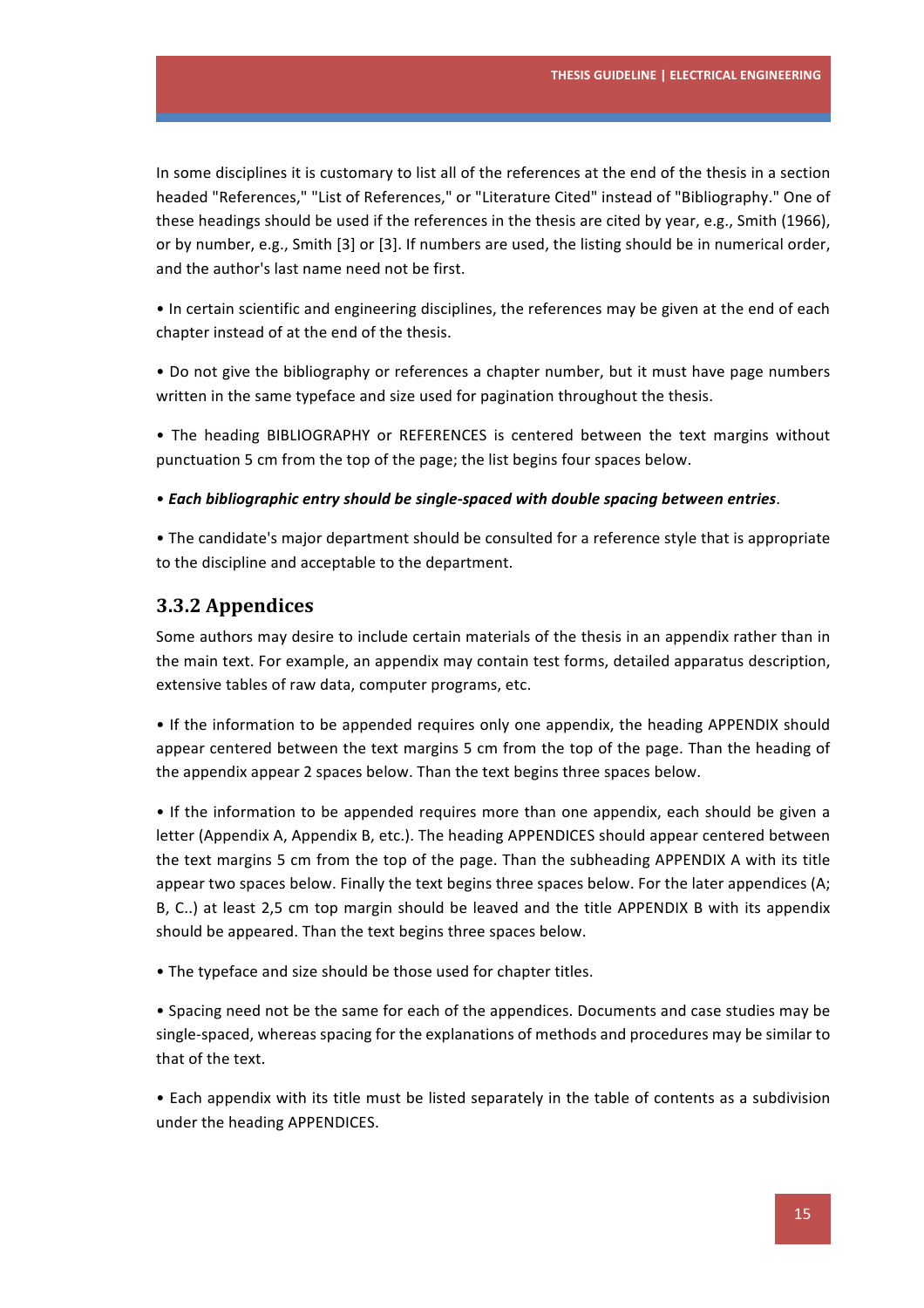In some disciplines it is customary to list all of the references at the end of the thesis in a section headed "References," "List of References," or "Literature Cited" instead of "Bibliography." One of these headings should be used if the references in the thesis are cited by year, e.g., Smith (1966), or by number, e.g., Smith [3] or [3]. If numbers are used, the listing should be in numerical order, and the author's last name need not be first.

• In certain scientific and engineering disciplines, the references may be given at the end of each chapter instead of at the end of the thesis.

• Do not give the bibliography or references a chapter number, but it must have page numbers written in the same typeface and size used for pagination throughout the thesis.

• The heading BIBLIOGRAPHY or REFERENCES is centered between the text margins without punctuation 5 cm from the top of the page; the list begins four spaces below.

• ***Each bibliographic entry should be single-spaced with double spacing between entries***.

• The candidate's major department should be consulted for a reference style that is appropriate to the discipline and acceptable to the department.

### 3.3.2 Appendices

Some authors may desire to include certain materials of the thesis in an appendix rather than in the main text. For example, an appendix may contain test forms, detailed apparatus description, extensive tables of raw data, computer programs, etc.

• If the information to be appended requires only one appendix, the heading APPENDIX should appear centered between the text margins 5 cm from the top of the page. Than the heading of the appendix appear 2 spaces below. Than the text begins three spaces below.

• If the information to be appended requires more than one appendix, each should be given a letter (Appendix A, Appendix B, etc.). The heading APPENDICES should appear centered between the text margins 5 cm from the top of the page. Than the subheading APPENDIX A with its title appear two spaces below. Finally the text begins three spaces below. For the later appendices (A; B, C..) at least 2,5 cm top margin should be leaved and the title APPENDIX B with its appendix should be appeared. Than the text begins three spaces below.

• The typeface and size should be those used for chapter titles.

• Spacing need not be the same for each of the appendices. Documents and case studies may be single-spaced, whereas spacing for the explanations of methods and procedures may be similar to that of the text.

• Each appendix with its title must be listed separately in the table of contents as a subdivision under the heading APPENDICES.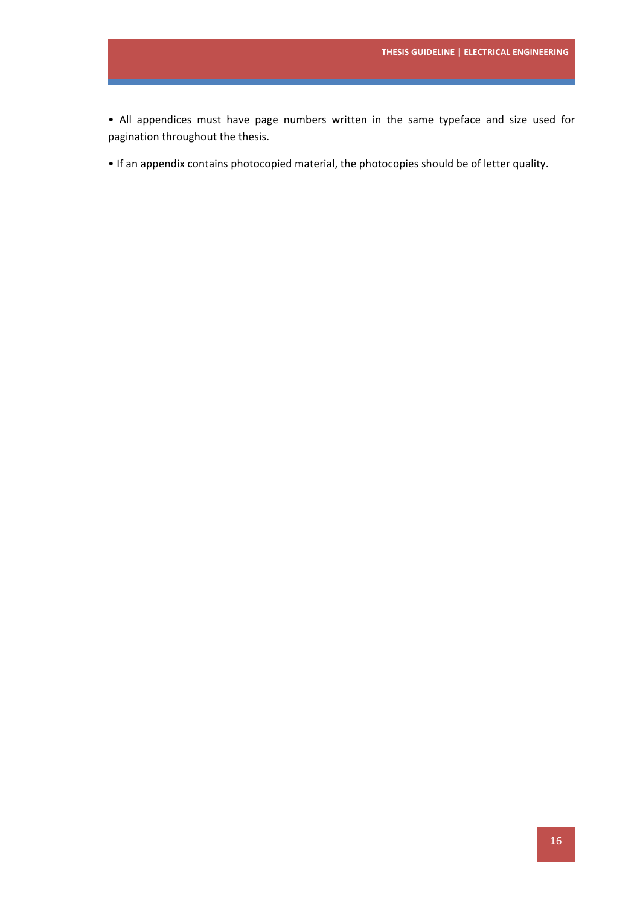- All appendices must have page numbers written in the same typeface and size used for pagination throughout the thesis.

- If an appendix contains photocopied material, the photocopies should be of letter quality.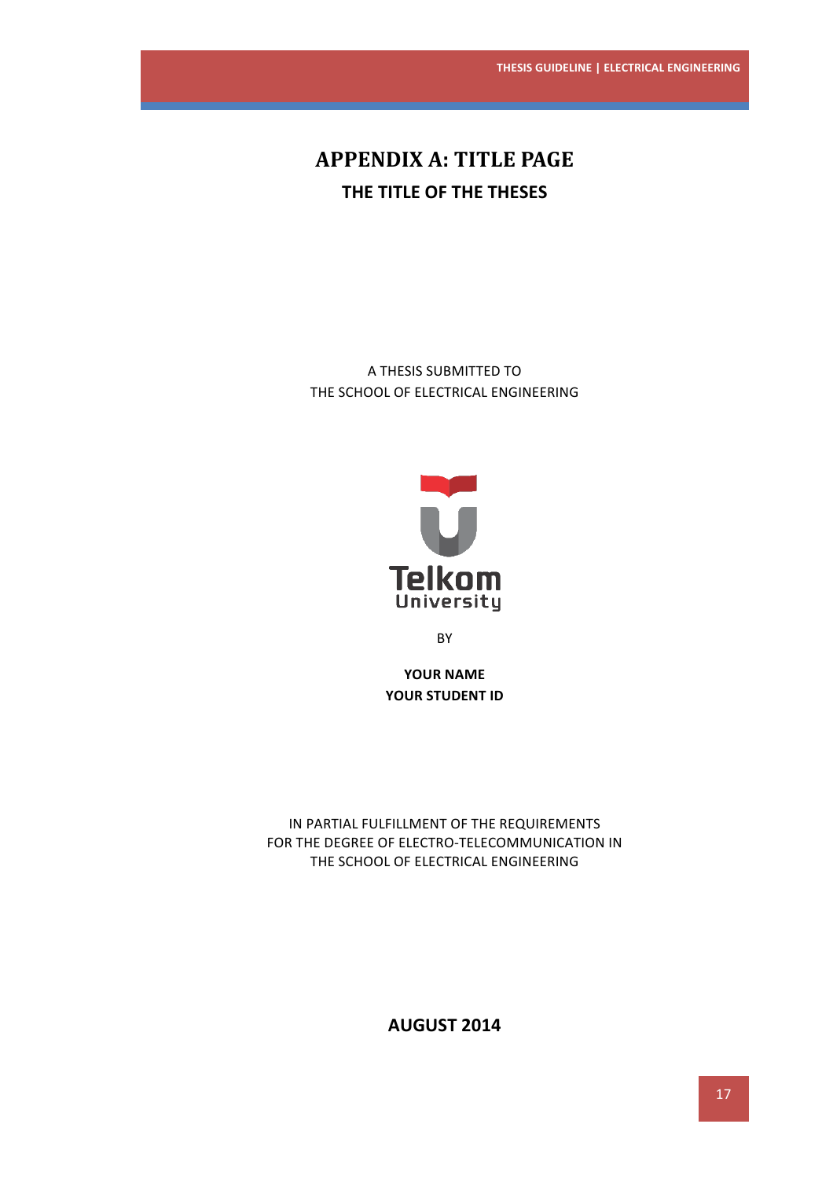# APPENDIX A: TITLE PAGE

**THE TITLE OF THE THESES**

A THESIS SUBMITTED TO
THE SCHOOL OF ELECTRICAL ENGINEERING

Telkom
University

BY

**YOUR NAME**
**YOUR STUDENT ID**

IN PARTIAL FULFILLMENT OF THE REQUIREMENTS
FOR THE DEGREE OF ELECTRO-TELECOMMUNICATION IN
THE SCHOOL OF ELECTRICAL ENGINEERING

**AUGUST 2014**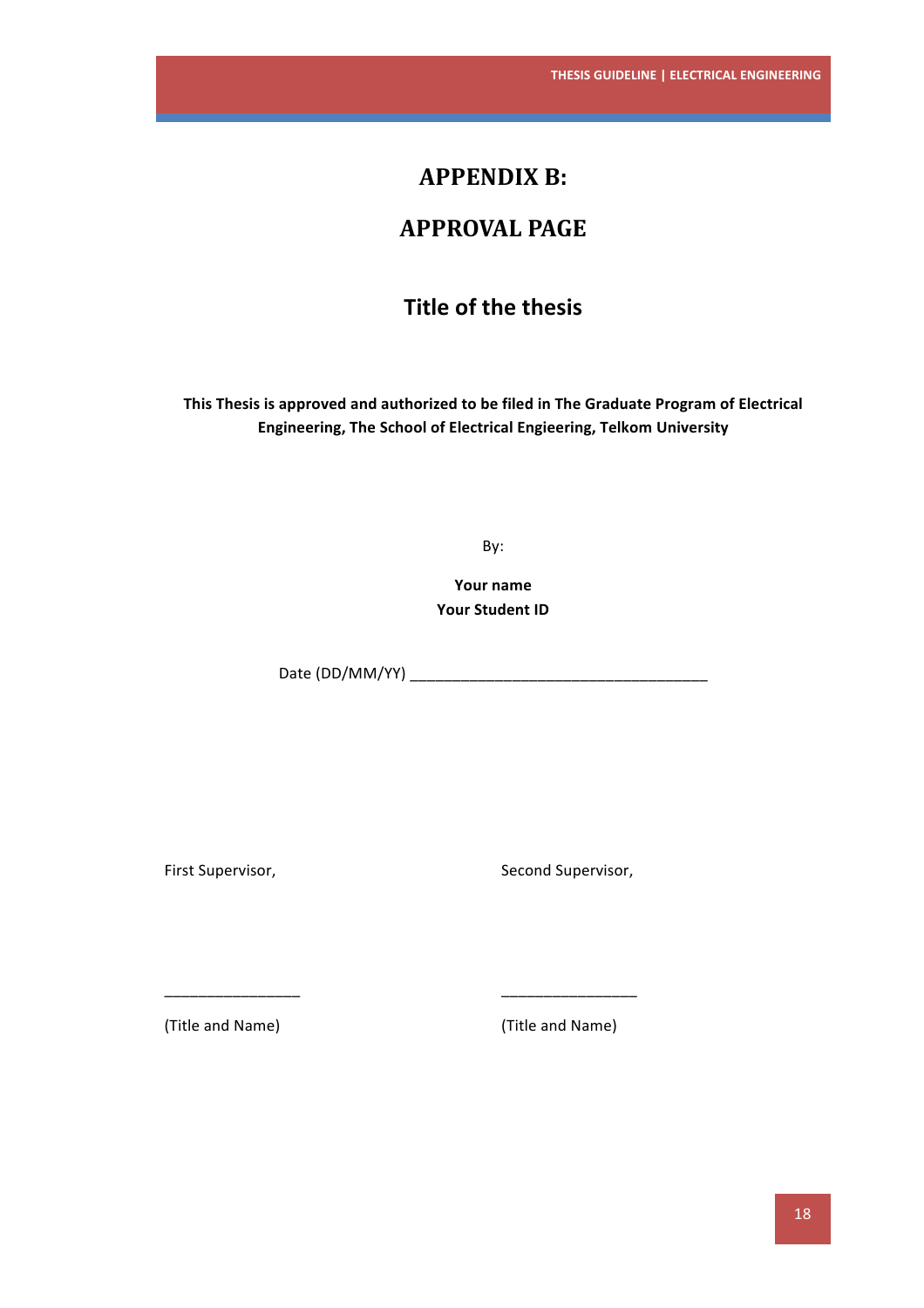# APPENDIX B:

# APPROVAL PAGE

## Title of the thesis

**This Thesis is approved and authorized to be filed in The Graduate Program of Electrical Engineering, The School of Electrical Engieering, Telkom University**

By:

**Your name**
**Your Student ID**

Date (DD/MM/YY) ____________________________________

First Supervisor,

_________________

(Title and Name)

Second Supervisor,

_________________

(Title and Name)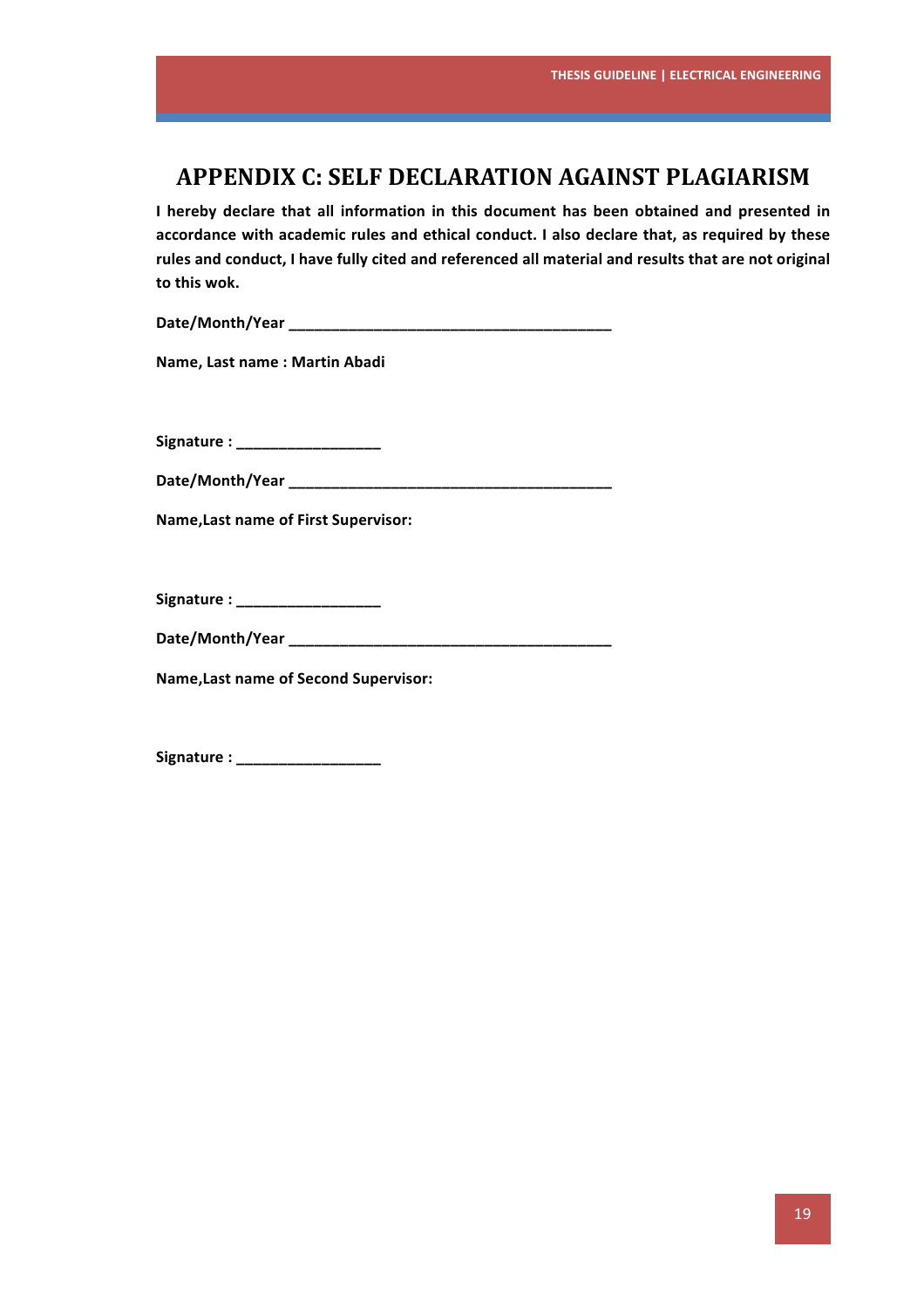# APPENDIX C: SELF DECLARATION AGAINST PLAGIARISM

**I hereby declare that all information in this document has been obtained and presented in accordance with academic rules and ethical conduct. I also declare that, as required by these rules and conduct, I have fully cited and referenced all material and results that are not original to this wok.**

**Date/Month/Year \_\_\_\_\_\_\_\_\_\_\_\_\_\_\_\_\_\_\_\_\_\_\_\_\_\_\_\_\_\_\_\_\_\_\_\_\_\_\_\_**

**Name, Last name : Martin Abadi**

**Signature : \_\_\_\_\_\_\_\_\_\_\_\_\_\_\_\_\_\_**

**Date/Month/Year \_\_\_\_\_\_\_\_\_\_\_\_\_\_\_\_\_\_\_\_\_\_\_\_\_\_\_\_\_\_\_\_\_\_\_\_\_\_\_\_**

**Name,Last name of First Supervisor:**

**Signature : \_\_\_\_\_\_\_\_\_\_\_\_\_\_\_\_\_\_**

**Date/Month/Year \_\_\_\_\_\_\_\_\_\_\_\_\_\_\_\_\_\_\_\_\_\_\_\_\_\_\_\_\_\_\_\_\_\_\_\_\_\_\_\_**

**Name,Last name of Second Supervisor:**

**Signature : \_\_\_\_\_\_\_\_\_\_\_\_\_\_\_\_\_\_**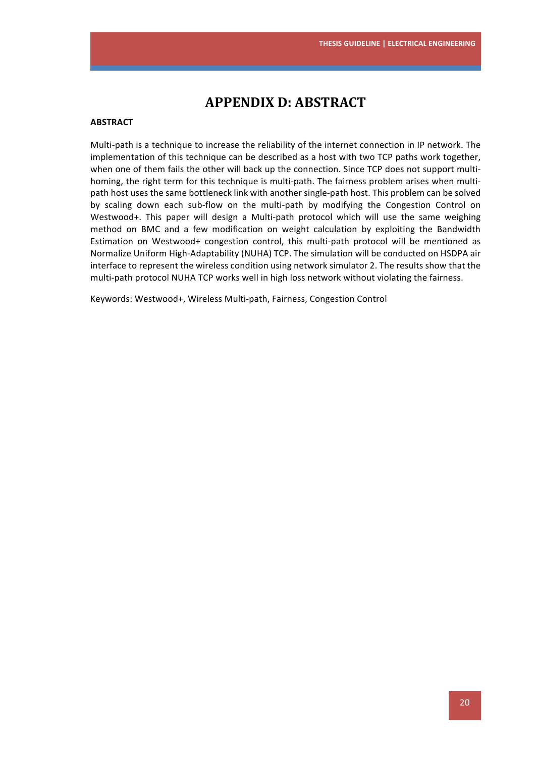# APPENDIX D: ABSTRACT

**ABSTRACT**

Multi-path is a technique to increase the reliability of the internet connection in IP network. The implementation of this technique can be described as a host with two TCP paths work together, when one of them fails the other will back up the connection. Since TCP does not support multi-homing, the right term for this technique is multi-path. The fairness problem arises when multi-path host uses the same bottleneck link with another single-path host. This problem can be solved by scaling down each sub-flow on the multi-path by modifying the Congestion Control on Westwood+. This paper will design a Multi-path protocol which will use the same weighing method on BMC and a few modification on weight calculation by exploiting the Bandwidth Estimation on Westwood+ congestion control, this multi-path protocol will be mentioned as Normalize Uniform High-Adaptability (NUHA) TCP. The simulation will be conducted on HSDPA air interface to represent the wireless condition using network simulator 2. The results show that the multi-path protocol NUHA TCP works well in high loss network without violating the fairness.

Keywords: Westwood+, Wireless Multi-path, Fairness, Congestion Control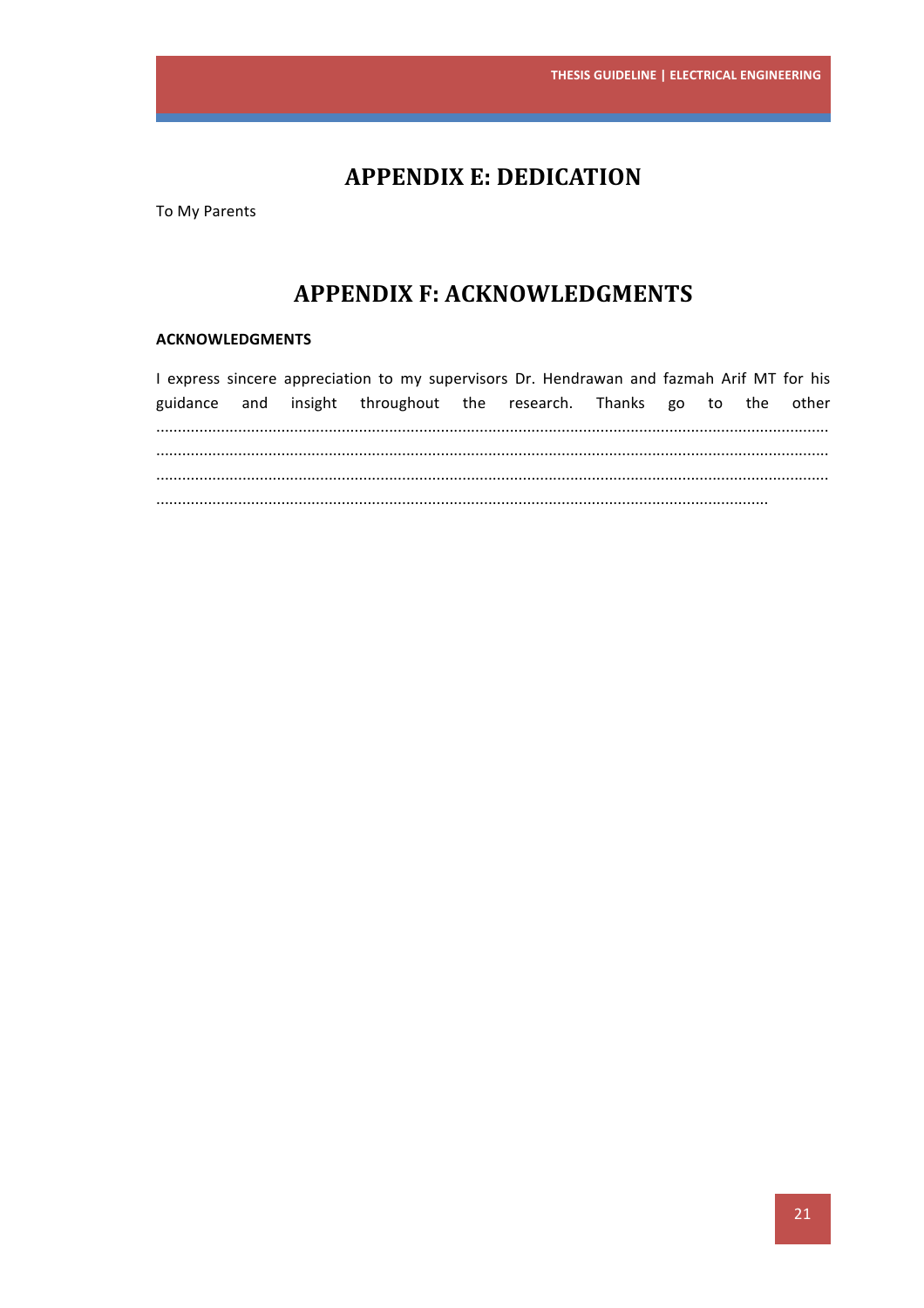# APPENDIX E: DEDICATION

To My Parents

# APPENDIX F: ACKNOWLEDGMENTS

**ACKNOWLEDGMENTS**

I express sincere appreciation to my supervisors Dr. Hendrawan and fazmah Arif MT for his guidance and insight throughout the research. Thanks go to the other ..........................................................................................................................................................................................................................................................................................................................................................................................................................................................................................................................................................................................................................................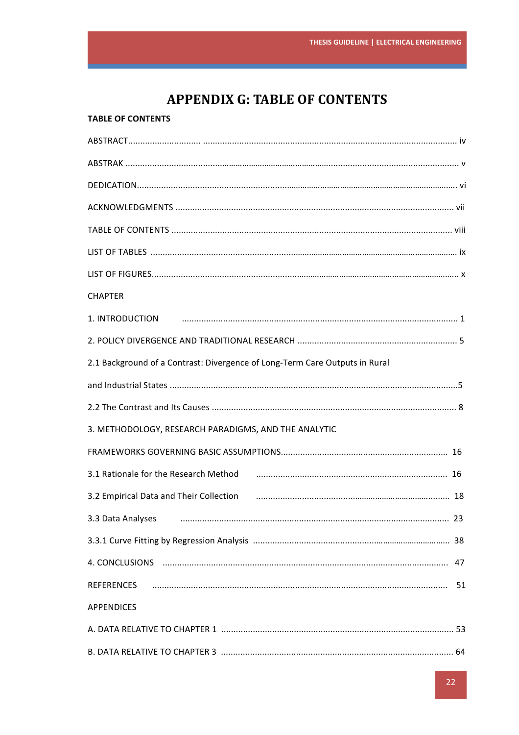# APPENDIX G: TABLE OF CONTENTS

**TABLE OF CONTENTS**

ABSTRACT............................. ......................................................................................................... iv

ABSTRAK .......................................................................................................................................... v

DEDICATION..................................................................................................................................... vi

ACKNOWLEDGMENTS ................................................................................................................. vii

TABLE OF CONTENTS ................................................................................................................... viii

LIST OF TABLES ............................................................................................................................... ix

LIST OF FIGURES............................................................................................................................... x

CHAPTER

1. INTRODUCTION .................................................................................................................. 1

2. POLICY DIVERGENCE AND TRADITIONAL RESEARCH .................................................................. 5

2.1 Background of a Contrast: Divergence of Long-Term Care Outputs in Rural and Industrial States .......................................................................................................................5

2.2 The Contrast and Its Causes .................................................................................................... 8

3. METHODOLOGY, RESEARCH PARADIGMS, AND THE ANALYTIC FRAMEWORKS GOVERNING BASIC ASSUMPTIONS.................................................................... 16

3.1 Rationale for the Research Method .............................................................................. 16

3.2 Empirical Data and Their Collection ................................................................................ 18

3.3 Data Analyses .............................................................................................................. 23

3.3.1 Curve Fitting by Regression Analysis ................................................................................ 38

4. CONCLUSIONS ..................................................................................................................... 47

REFERENCES .......................................................................................................................... 51

APPENDICES

A. DATA RELATIVE TO CHAPTER 1 ................................................................................................ 53

B. DATA RELATIVE TO CHAPTER 3 ................................................................................................ 64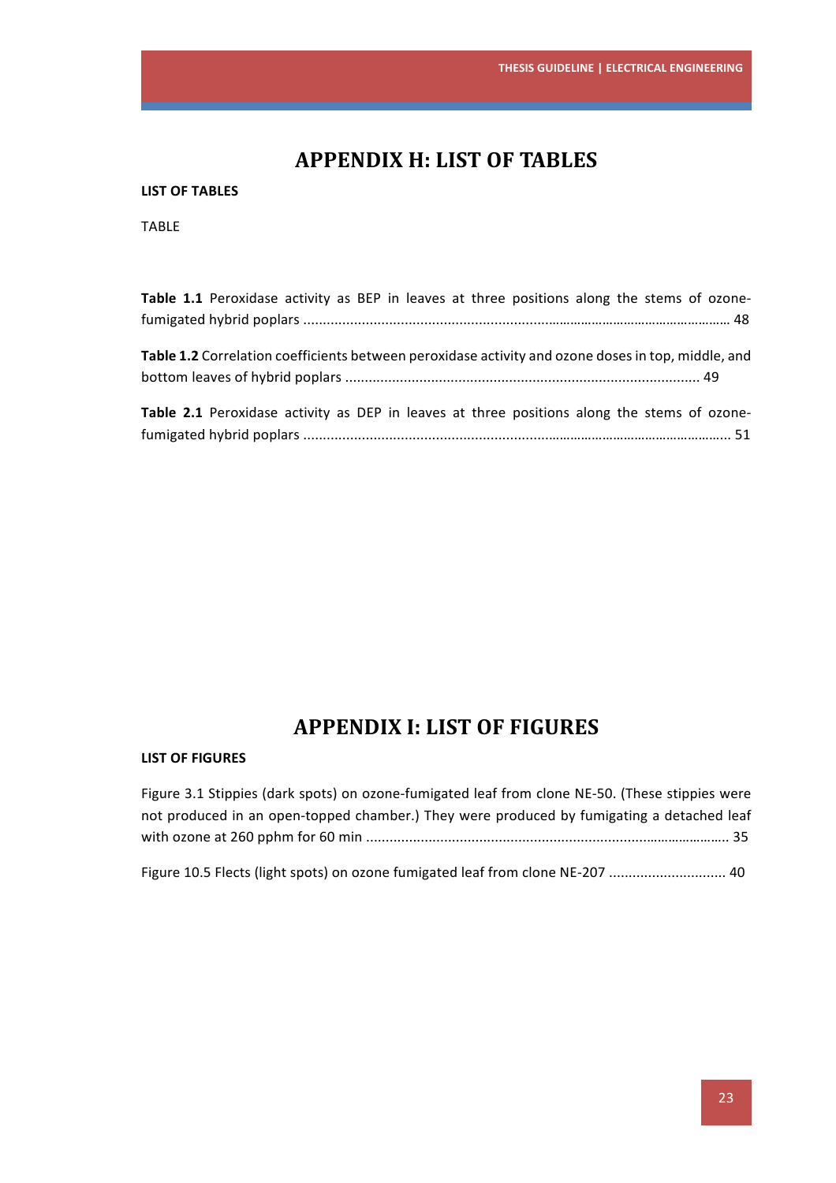# APPENDIX H: LIST OF TABLES

**LIST OF TABLES**

TABLE

**Table 1.1** Peroxidase activity as BEP in leaves at three positions along the stems of ozone-fumigated hybrid poplars ........................................................................................................ 48

**Table 1.2** Correlation coefficients between peroxidase activity and ozone doses in top, middle, and bottom leaves of hybrid poplars ............................................................................................ 49

**Table 2.1** Peroxidase activity as DEP in leaves at three positions along the stems of ozone-fumigated hybrid poplars ........................................................................................................ 51

# APPENDIX I: LIST OF FIGURES

**LIST OF FIGURES**

Figure 3.1 Stippies (dark spots) on ozone-fumigated leaf from clone NE-50. (These stippies were not produced in an open-topped chamber.) They were produced by fumigating a detached leaf with ozone at 260 pphm for 60 min ........................................................................................ 35

Figure 10.5 Flects (light spots) on ozone fumigated leaf from clone NE-207 ............................. 40